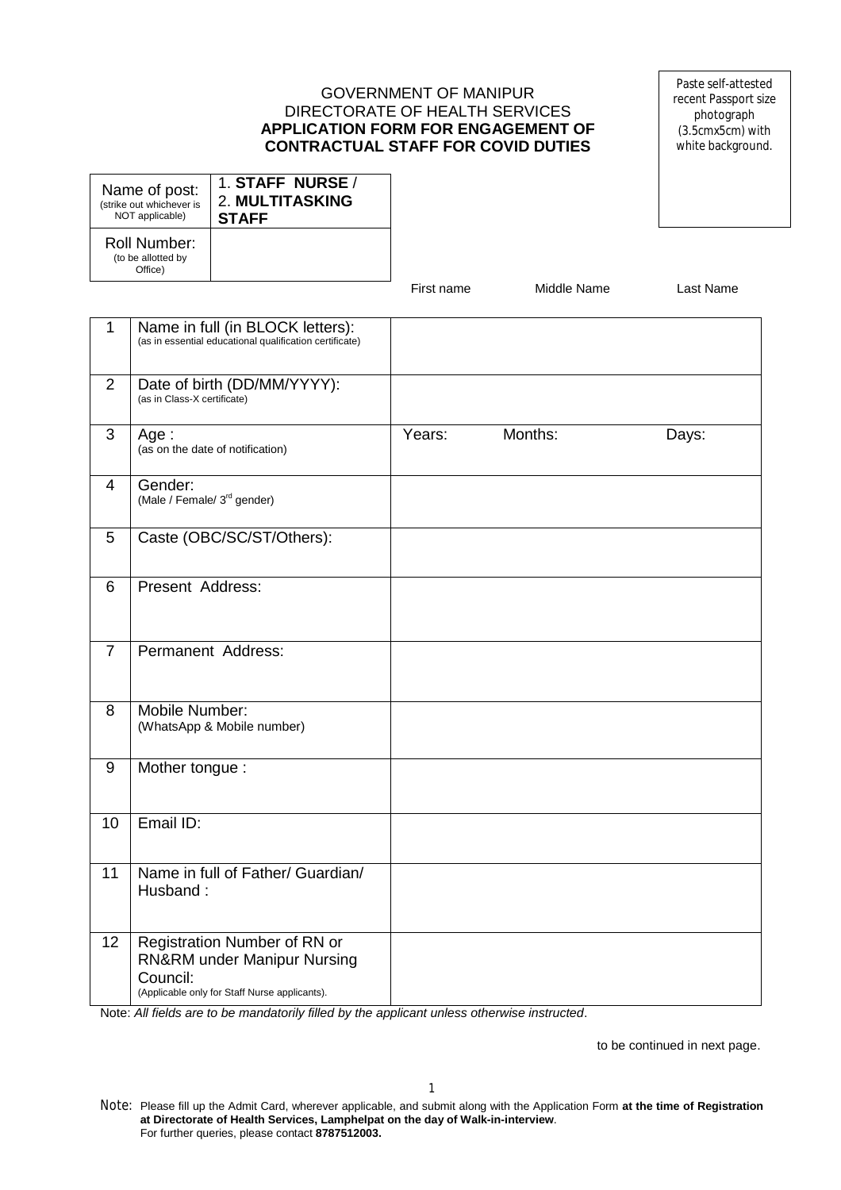GOVERNMENT OF MANIPUR
DIRECTORATE OF HEALTH SERVICES
**APPLICATION FORM FOR ENGAGEMENT OF CONTRACTUAL STAFF FOR COVID DUTIES**

Paste self-attested recent Passport size photograph (3.5cmx5cm) with white background.

| Name of post: (strike out whichever is NOT applicable) | 1. **STAFF NURSE** / 2. **MULTITASKING STAFF** |
|---|---|
| Roll Number: (to be allotted by Office) | |

| | | First name | Middle Name | Last Name |
|---|---|---|---|---|
| 1 | Name in full (in BLOCK letters): (as in essential educational qualification certificate) | | | |
| 2 | Date of birth (DD/MM/YYYY): (as in Class-X certificate) | | | |
| 3 | Age : (as on the date of notification) | Years: | Months: | Days: |
| 4 | Gender: (Male / Female/ 3rd gender) | | | |
| 5 | Caste (OBC/SC/ST/Others): | | | |
| 6 | Present Address: | | | |
| 7 | Permanent Address: | | | |
| 8 | Mobile Number: (WhatsApp & Mobile number) | | | |
| 9 | Mother tongue : | | | |
| 10 | Email ID: | | | |
| 11 | Name in full of Father/ Guardian/ Husband : | | | |
| 12 | Registration Number of RN or RN&RM under Manipur Nursing Council: (Applicable only for Staff Nurse applicants). | | | |

Note: *All fields are to be mandatorily filled by the applicant unless otherwise instructed*.

to be continued in next page.

Note: Please fill up the Admit Card, wherever applicable, and submit along with the Application Form **at the time of Registration at Directorate of Health Services, Lamphelpat on the day of Walk-in-interview**.
For further queries, please contact **8787512003.**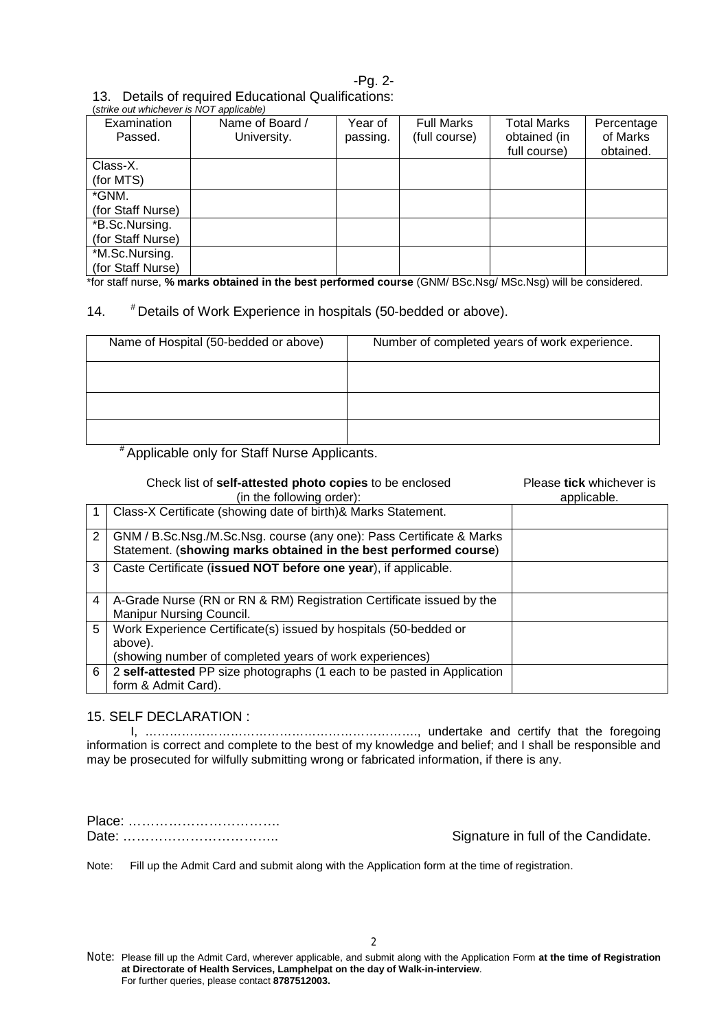-Pg. 2-

13. Details of required Educational Qualifications:
(*strike out whichever is NOT applicable*)

| Examination Passed. | Name of Board / University. | Year of passing. | Full Marks (full course) | Total Marks obtained (in full course) | Percentage of Marks obtained. |
|---|---|---|---|---|---|
| Class-X. (for MTS) | | | | | |
| *GNM. (for Staff Nurse) | | | | | |
| *B.Sc.Nursing. (for Staff Nurse) | | | | | |
| *M.Sc.Nursing. (for Staff Nurse) | | | | | |

*for staff nurse, **% marks obtained in the best performed course** (GNM/ BSc.Nsg/ MSc.Nsg) will be considered.

14. # Details of Work Experience in hospitals (50-bedded or above).

| Name of Hospital (50-bedded or above) | Number of completed years of work experience. |
|---|---|
| | |
| | |
| | |

# Applicable only for Staff Nurse Applicants.

| | Check list of **self-attested photo copies** to be enclosed (in the following order): | Please **tick** whichever is applicable. |
|---|---|---|
| 1 | Class-X Certificate (showing date of birth)& Marks Statement. | |
| 2 | GNM / B.Sc.Nsg./M.Sc.Nsg. course (any one): Pass Certificate & Marks Statement. (**showing marks obtained in the best performed course**) | |
| 3 | Caste Certificate (**issued NOT before one year**), if applicable. | |
| 4 | A-Grade Nurse (RN or RN & RM) Registration Certificate issued by the Manipur Nursing Council. | |
| 5 | Work Experience Certificate(s) issued by hospitals (50-bedded or above). (showing number of completed years of work experiences) | |
| 6 | 2 **self-attested** PP size photographs (1 each to be pasted in Application form & Admit Card). | |

15. SELF DECLARATION :

I, ………………………………………………………., undertake and certify that the foregoing information is correct and complete to the best of my knowledge and belief; and I shall be responsible and may be prosecuted for wilfully submitting wrong or fabricated information, if there is any.

Place: …………………………….

Date: ……………………………..

Signature in full of the Candidate.

Note: Fill up the Admit Card and submit along with the Application form at the time of registration.

Note: Please fill up the Admit Card, wherever applicable, and submit along with the Application Form **at the time of Registration at Directorate of Health Services, Lamphelpat on the day of Walk-in-interview**.
For further queries, please contact **8787512003.**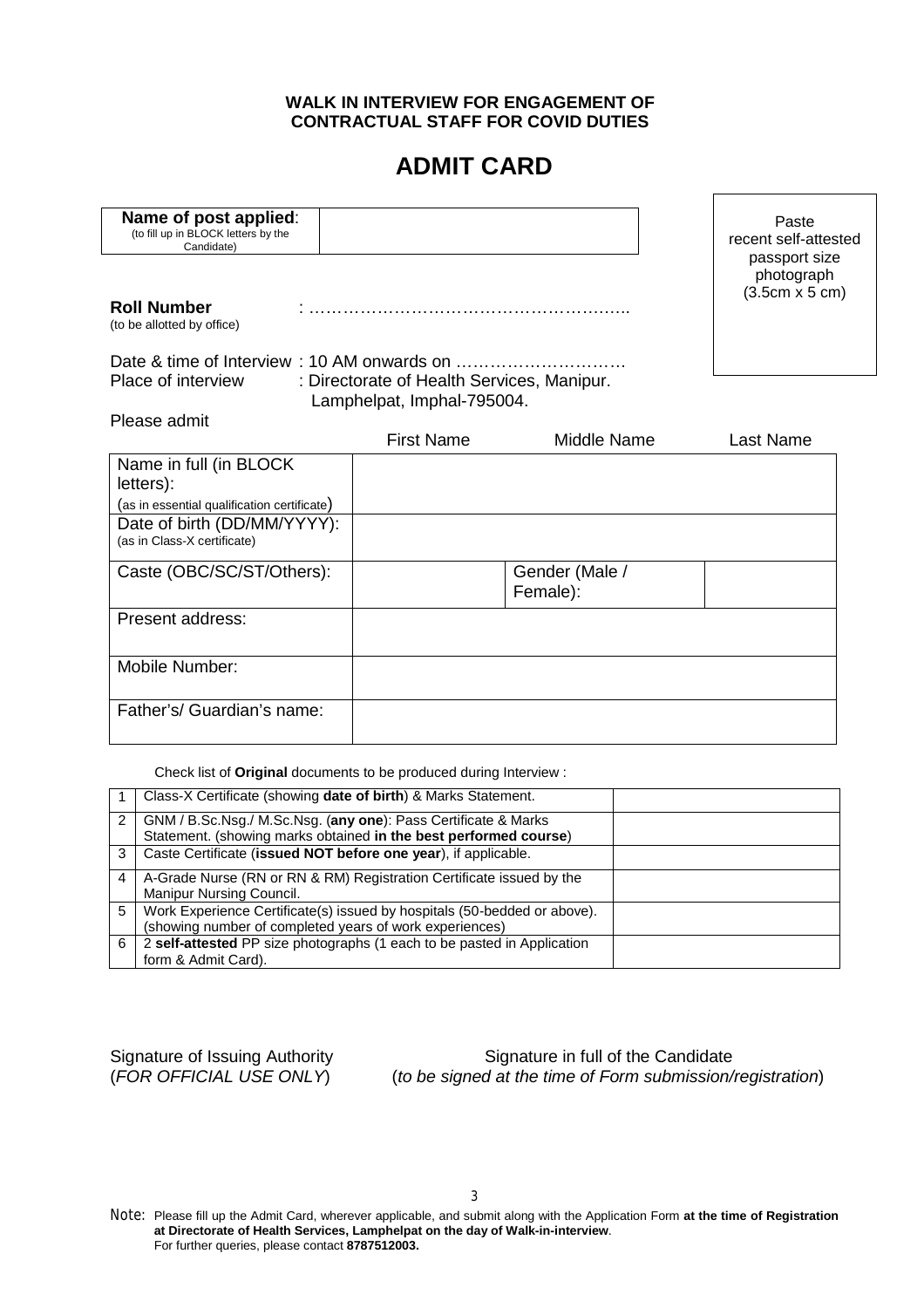**WALK IN INTERVIEW FOR ENGAGEMENT OF CONTRACTUAL STAFF FOR COVID DUTIES**

# ADMIT CARD

| **Name of post applied**: (to fill up in BLOCK letters by the Candidate) | |
|---|---|

Paste recent self-attested passport size photograph (3.5cm x 5 cm)

**Roll Number** (to be allotted by office) : ………………………………………………..

Date & time of Interview : 10 AM onwards on …………………………

Place of interview : Directorate of Health Services, Manipur. Lamphelpat, Imphal-795004.

Please admit

| | First Name | Middle Name | Last Name |
|---|---|---|---|
| Name in full (in BLOCK letters): (as in essential qualification certificate) | | | |
| Date of birth (DD/MM/YYYY): (as in Class-X certificate) | | | |
| Caste (OBC/SC/ST/Others): | | Gender (Male / Female): | |
| Present address: | | | |
| Mobile Number: | | | |
| Father's/ Guardian's name: | | | |

Check list of **Original** documents to be produced during Interview :

| | | |
|---|---|---|
| 1 | Class-X Certificate (showing **date of birth**) & Marks Statement. | |
| 2 | GNM / B.Sc.Nsg./ M.Sc.Nsg. (**any one**): Pass Certificate & Marks Statement. (showing marks obtained **in the best performed course**) | |
| 3 | Caste Certificate (**issued NOT before one year**), if applicable. | |
| 4 | A-Grade Nurse (RN or RN & RM) Registration Certificate issued by the Manipur Nursing Council. | |
| 5 | Work Experience Certificate(s) issued by hospitals (50-bedded or above). (showing number of completed years of work experiences) | |
| 6 | 2 **self-attested** PP size photographs (1 each to be pasted in Application form & Admit Card). | |

Signature of Issuing Authority
(*FOR OFFICIAL USE ONLY*)

Signature in full of the Candidate
(*to be signed at the time of Form submission/registration*)

Note: Please fill up the Admit Card, wherever applicable, and submit along with the Application Form **at the time of Registration at Directorate of Health Services, Lamphelpat on the day of Walk-in-interview**.
For further queries, please contact **8787512003.**